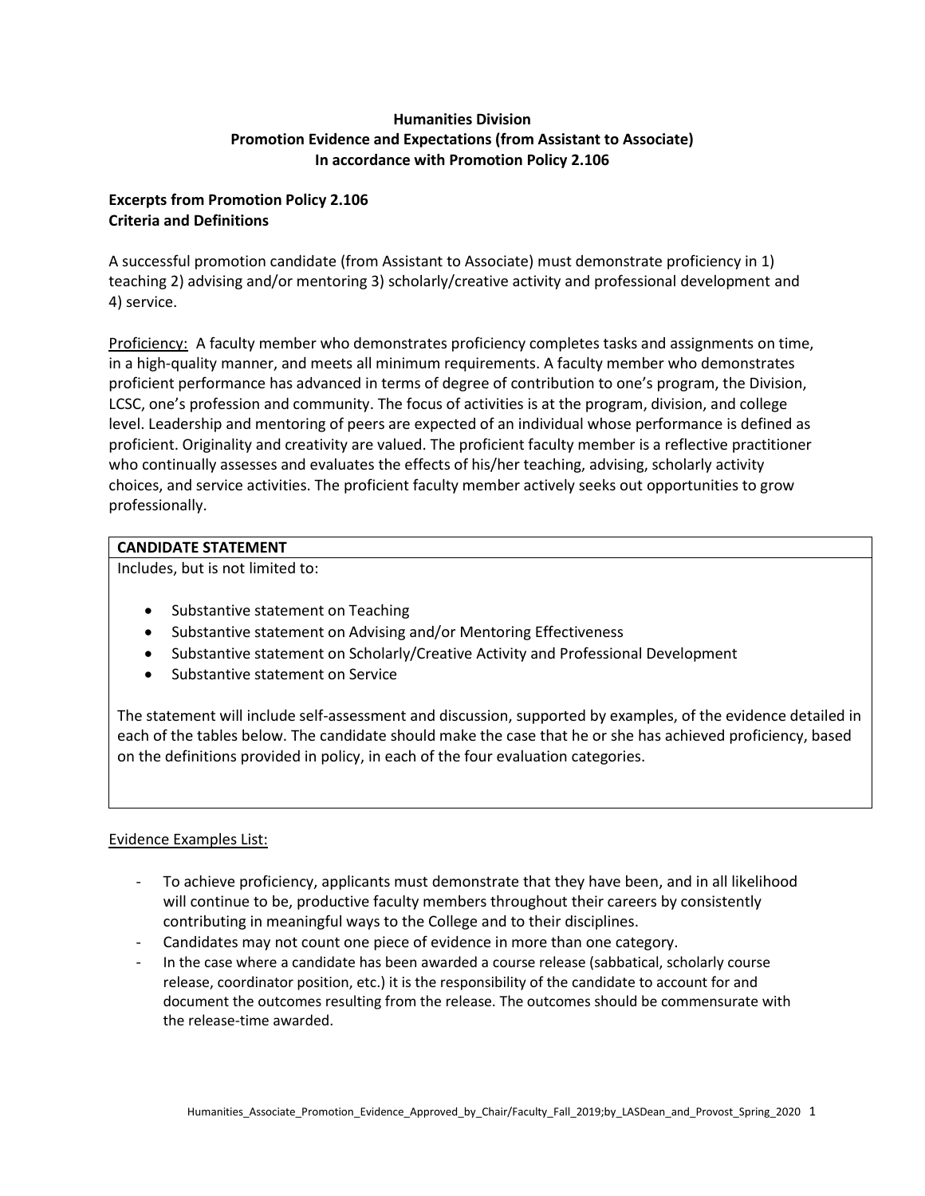# Humanities Division
## Promotion Evidence and Expectations (from Assistant to Associate)
## In accordance with Promotion Policy 2.106

### Excerpts from Promotion Policy 2.106
### Criteria and Definitions

A successful promotion candidate (from Assistant to Associate) must demonstrate proficiency in 1) teaching 2) advising and/or mentoring 3) scholarly/creative activity and professional development and 4) service.

Proficiency: A faculty member who demonstrates proficiency completes tasks and assignments on time, in a high-quality manner, and meets all minimum requirements. A faculty member who demonstrates proficient performance has advanced in terms of degree of contribution to one's program, the Division, LCSC, one's profession and community. The focus of activities is at the program, division, and college level. Leadership and mentoring of peers are expected of an individual whose performance is defined as proficient. Originality and creativity are valued. The proficient faculty member is a reflective practitioner who continually assesses and evaluates the effects of his/her teaching, advising, scholarly activity choices, and service activities. The proficient faculty member actively seeks out opportunities to grow professionally.

| **CANDIDATE STATEMENT** |
|---|
| Includes, but is not limited to:<br><br>• Substantive statement on Teaching<br>• Substantive statement on Advising and/or Mentoring Effectiveness<br>• Substantive statement on Scholarly/Creative Activity and Professional Development<br>• Substantive statement on Service<br><br>The statement will include self-assessment and discussion, supported by examples, of the evidence detailed in each of the tables below. The candidate should make the case that he or she has achieved proficiency, based on the definitions provided in policy, in each of the four evaluation categories. |

Evidence Examples List:

- To achieve proficiency, applicants must demonstrate that they have been, and in all likelihood will continue to be, productive faculty members throughout their careers by consistently contributing in meaningful ways to the College and to their disciplines.
- Candidates may not count one piece of evidence in more than one category.
- In the case where a candidate has been awarded a course release (sabbatical, scholarly course release, coordinator position, etc.) it is the responsibility of the candidate to account for and document the outcomes resulting from the release. The outcomes should be commensurate with the release-time awarded.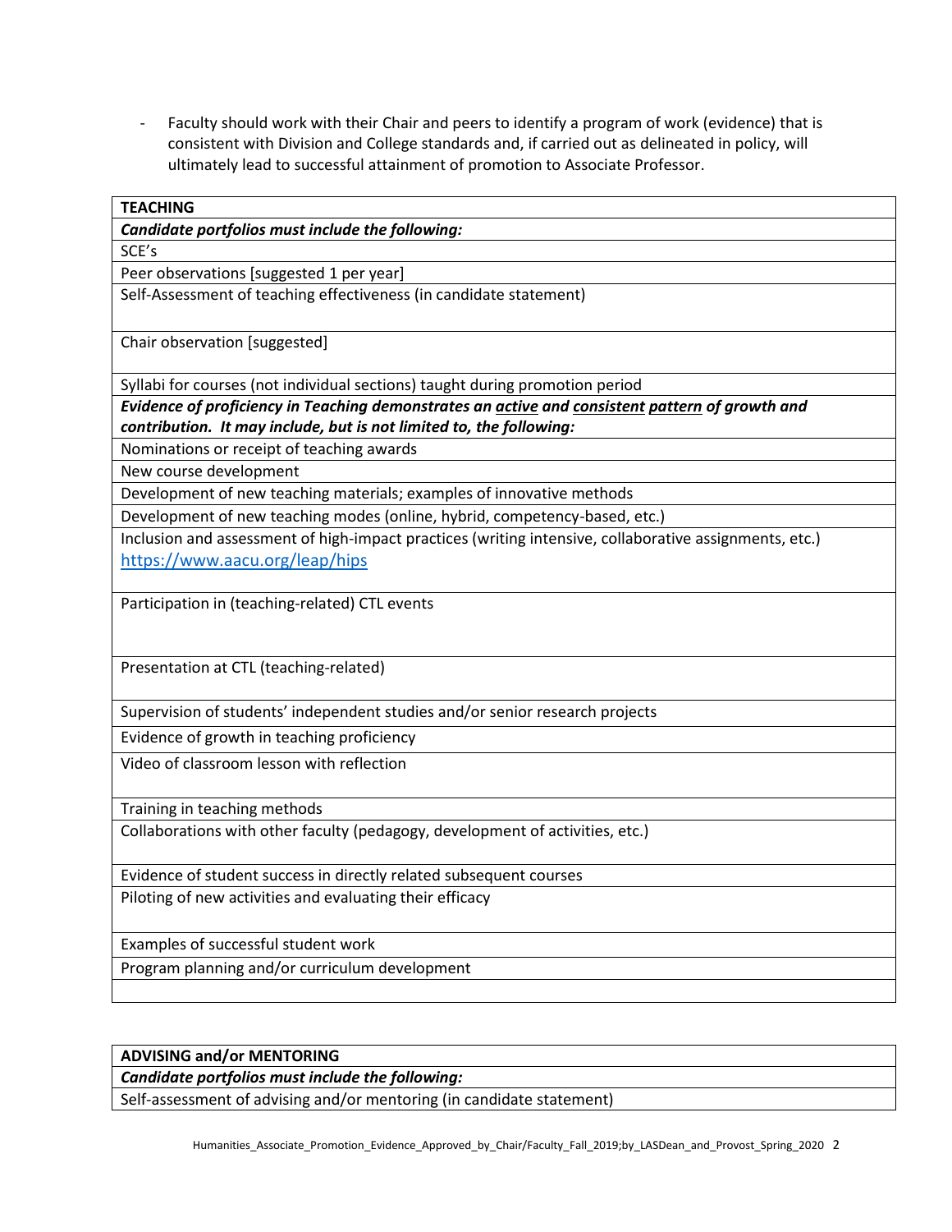- Faculty should work with their Chair and peers to identify a program of work (evidence) that is consistent with Division and College standards and, if carried out as delineated in policy, will ultimately lead to successful attainment of promotion to Associate Professor.

| **TEACHING** |
|---|
| ***Candidate portfolios must include the following:*** |
| SCE's |
| Peer observations [suggested 1 per year] |
| Self-Assessment of teaching effectiveness (in candidate statement) |
| Chair observation [suggested] |
| Syllabi for courses (not individual sections) taught during promotion period |
| ***Evidence of proficiency in Teaching demonstrates an <u>active</u> and <u>consistent</u> <u>pattern</u> of growth and contribution. It may include, but is not limited to, the following:*** |
| Nominations or receipt of teaching awards |
| New course development |
| Development of new teaching materials; examples of innovative methods |
| Development of new teaching modes (online, hybrid, competency-based, etc.) |
| Inclusion and assessment of high-impact practices (writing intensive, collaborative assignments, etc.) https://www.aacu.org/leap/hips |
| Participation in (teaching-related) CTL events |
| Presentation at CTL (teaching-related) |
| Supervision of students' independent studies and/or senior research projects |
| Evidence of growth in teaching proficiency |
| Video of classroom lesson with reflection |
| Training in teaching methods |
| Collaborations with other faculty (pedagogy, development of activities, etc.) |
| Evidence of student success in directly related subsequent courses |
| Piloting of new activities and evaluating their efficacy |
| Examples of successful student work |
| Program planning and/or curriculum development |
| |

| **ADVISING and/or MENTORING** |
|---|
| ***Candidate portfolios must include the following:*** |
| Self-assessment of advising and/or mentoring (in candidate statement) |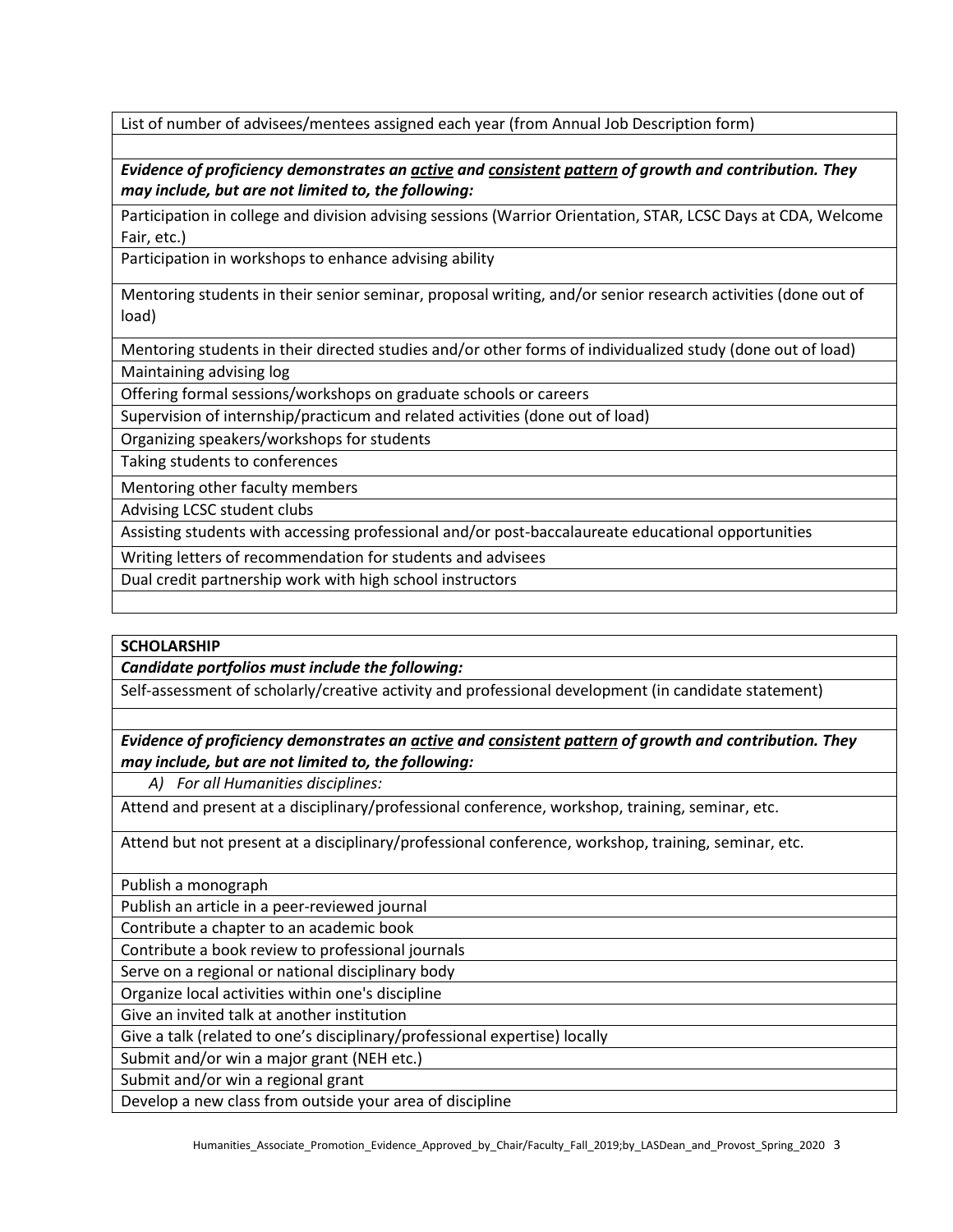| List of number of advisees/mentees assigned each year (from Annual Job Description form) |
|---|
| |
| ***Evidence of proficiency demonstrates an <u>active</u> and <u>consistent</u> <u>pattern</u> of growth and contribution. They may include, but are not limited to, the following:*** |
| Participation in college and division advising sessions (Warrior Orientation, STAR, LCSC Days at CDA, Welcome Fair, etc.) |
| Participation in workshops to enhance advising ability |
| Mentoring students in their senior seminar, proposal writing, and/or senior research activities (done out of load) |
| Mentoring students in their directed studies and/or other forms of individualized study (done out of load) |
| Maintaining advising log |
| Offering formal sessions/workshops on graduate schools or careers |
| Supervision of internship/practicum and related activities (done out of load) |
| Organizing speakers/workshops for students |
| Taking students to conferences |
| Mentoring other faculty members |
| Advising LCSC student clubs |
| Assisting students with accessing professional and/or post-baccalaureate educational opportunities |
| Writing letters of recommendation for students and advisees |
| Dual credit partnership work with high school instructors |
| |

| **SCHOLARSHIP** |
|---|
| ***Candidate portfolios must include the following:*** |
| Self-assessment of scholarly/creative activity and professional development (in candidate statement) |
| |
| ***Evidence of proficiency demonstrates an <u>active</u> and <u>consistent</u> <u>pattern</u> of growth and contribution. They may include, but are not limited to, the following:*** |
| *A) For all Humanities disciplines:* |
| Attend and present at a disciplinary/professional conference, workshop, training, seminar, etc. |
| Attend but not present at a disciplinary/professional conference, workshop, training, seminar, etc. |
| Publish a monograph |
| Publish an article in a peer-reviewed journal |
| Contribute a chapter to an academic book |
| Contribute a book review to professional journals |
| Serve on a regional or national disciplinary body |
| Organize local activities within one's discipline |
| Give an invited talk at another institution |
| Give a talk (related to one's disciplinary/professional expertise) locally |
| Submit and/or win a major grant (NEH etc.) |
| Submit and/or win a regional grant |
| Develop a new class from outside your area of discipline |

Humanities_Associate_Promotion_Evidence_Approved_by_Chair/Faculty_Fall_2019;by_LASDean_and_Provost_Spring_2020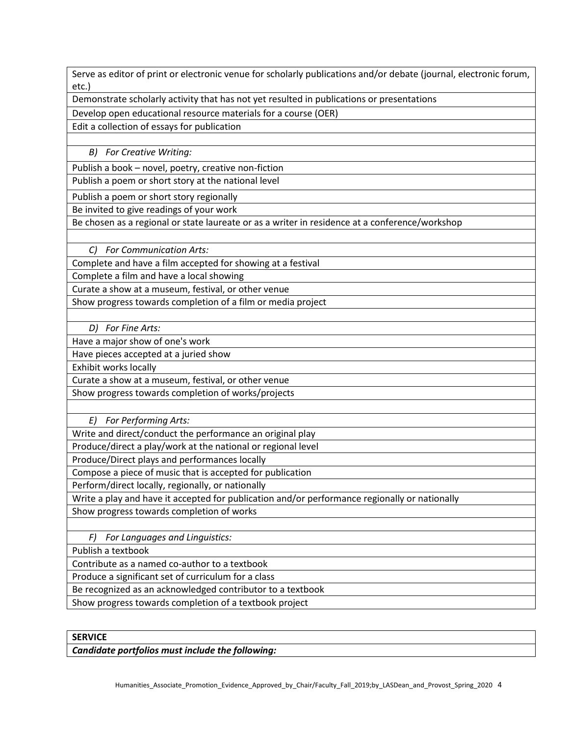| |
|---|
| Serve as editor of print or electronic venue for scholarly publications and/or debate (journal, electronic forum, etc.) |
| Demonstrate scholarly activity that has not yet resulted in publications or presentations |
| Develop open educational resource materials for a course (OER) |
| Edit a collection of essays for publication |
| |
| *B) For Creative Writing:* |
| Publish a book – novel, poetry, creative non-fiction |
| Publish a poem or short story at the national level |
| Publish a poem or short story regionally |
| Be invited to give readings of your work |
| Be chosen as a regional or state laureate or as a writer in residence at a conference/workshop |
| |
| *C) For Communication Arts:* |
| Complete and have a film accepted for showing at a festival |
| Complete a film and have a local showing |
| Curate a show at a museum, festival, or other venue |
| Show progress towards completion of a film or media project |
| |
| *D) For Fine Arts:* |
| Have a major show of one's work |
| Have pieces accepted at a juried show |
| Exhibit works locally |
| Curate a show at a museum, festival, or other venue |
| Show progress towards completion of works/projects |
| |
| *E) For Performing Arts:* |
| Write and direct/conduct the performance an original play |
| Produce/direct a play/work at the national or regional level |
| Produce/Direct plays and performances locally |
| Compose a piece of music that is accepted for publication |
| Perform/direct locally, regionally, or nationally |
| Write a play and have it accepted for publication and/or performance regionally or nationally |
| Show progress towards completion of works |
| |
| *F) For Languages and Linguistics:* |
| Publish a textbook |
| Contribute as a named co-author to a textbook |
| Produce a significant set of curriculum for a class |
| Be recognized as an acknowledged contributor to a textbook |
| Show progress towards completion of a textbook project |

| **SERVICE** |
|---|
| ***Candidate portfolios must include the following:*** |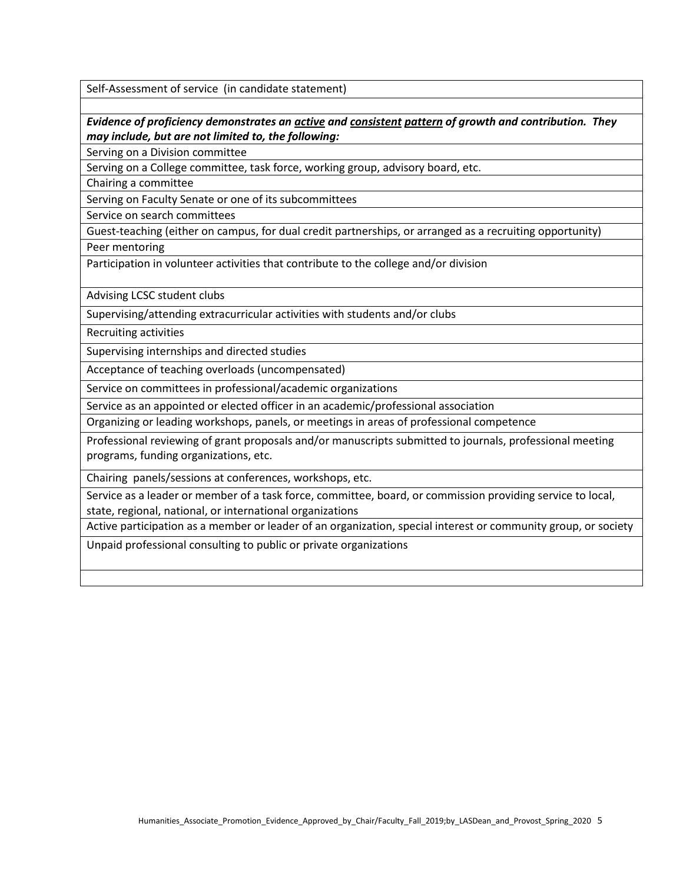| |
|---|
| Self-Assessment of service (in candidate statement) |
| |
| ***Evidence of proficiency demonstrates an <u>active</u> and <u>consistent</u> <u>pattern</u> of growth and contribution. They may include, but are not limited to, the following:*** |
| Serving on a Division committee |
| Serving on a College committee, task force, working group, advisory board, etc. |
| Chairing a committee |
| Serving on Faculty Senate or one of its subcommittees |
| Service on search committees |
| Guest-teaching (either on campus, for dual credit partnerships, or arranged as a recruiting opportunity) |
| Peer mentoring |
| Participation in volunteer activities that contribute to the college and/or division |
| Advising LCSC student clubs |
| Supervising/attending extracurricular activities with students and/or clubs |
| Recruiting activities |
| Supervising internships and directed studies |
| Acceptance of teaching overloads (uncompensated) |
| Service on committees in professional/academic organizations |
| Service as an appointed or elected officer in an academic/professional association |
| Organizing or leading workshops, panels, or meetings in areas of professional competence |
| Professional reviewing of grant proposals and/or manuscripts submitted to journals, professional meeting programs, funding organizations, etc. |
| Chairing panels/sessions at conferences, workshops, etc. |
| Service as a leader or member of a task force, committee, board, or commission providing service to local, state, regional, national, or international organizations |
| Active participation as a member or leader of an organization, special interest or community group, or society |
| Unpaid professional consulting to public or private organizations |
| |